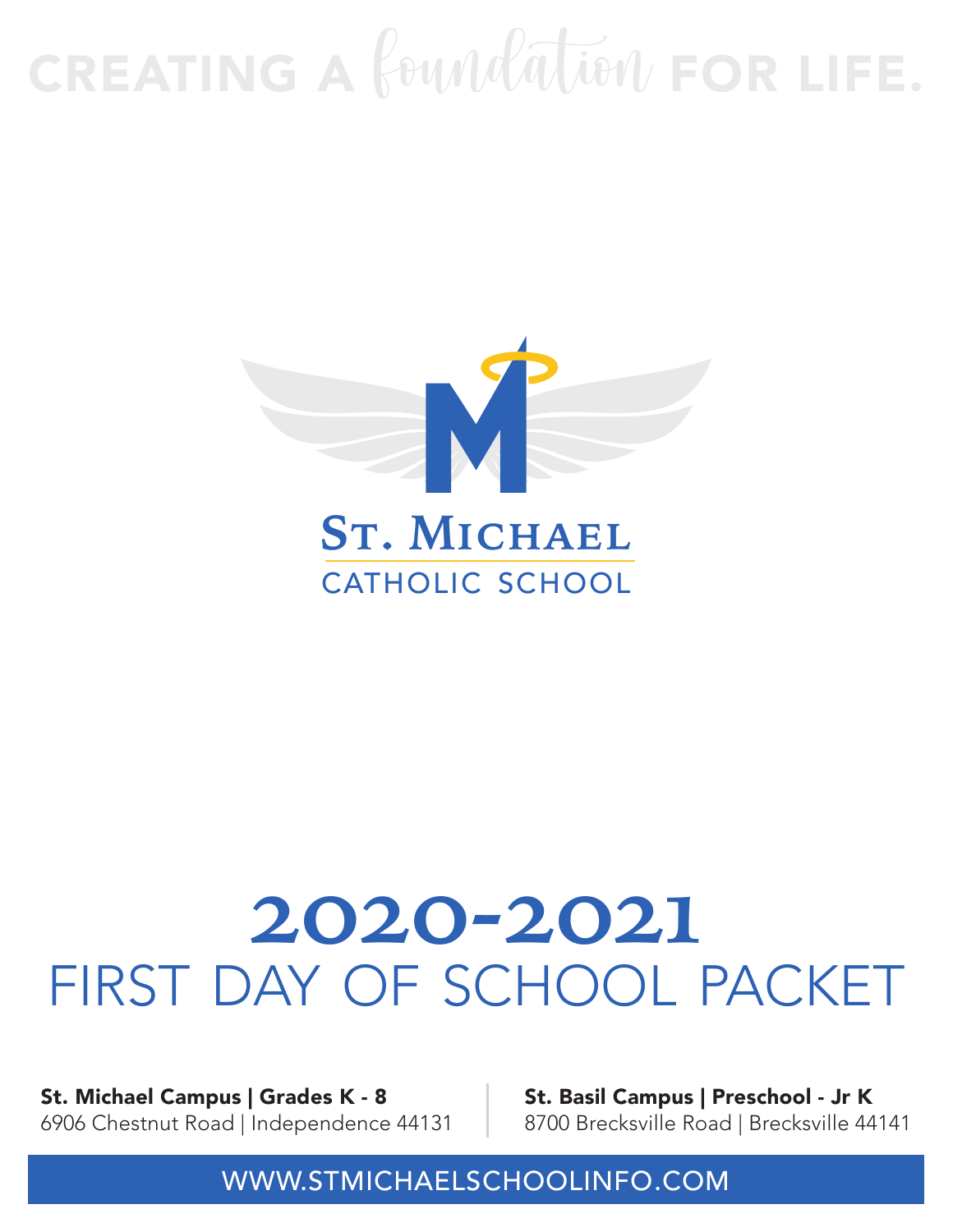CREATING A *foundation* FOR LIFE.

ST. MICHAEL

CATHOLIC SCHOOL

# 2020-2021
# FIRST DAY OF SCHOOL PACKET

**St. Michael Campus | Grades K - 8**
6906 Chestnut Road | Independence 44131

**St. Basil Campus | Preschool - Jr K**
8700 Brecksville Road | Brecksville 44141

WWW.STMICHAELSCHOOLINFO.COM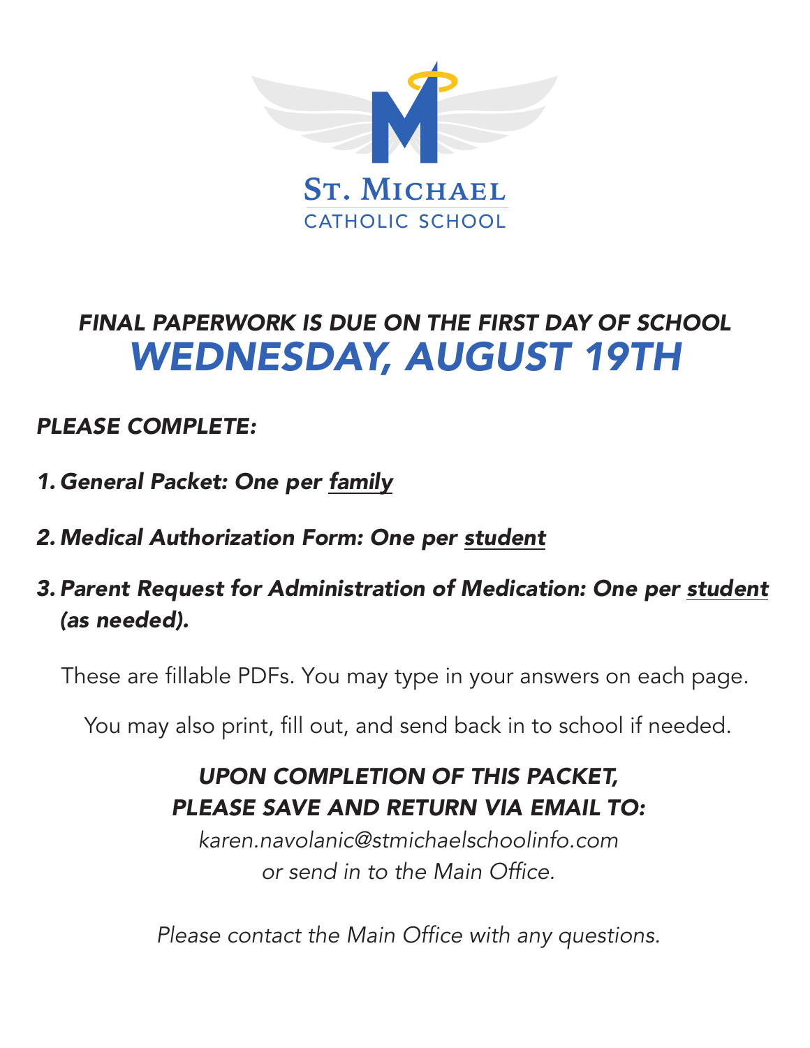ST. MICHAEL
CATHOLIC SCHOOL

## *FINAL PAPERWORK IS DUE ON THE FIRST DAY OF SCHOOL*

# *WEDNESDAY, AUGUST 19TH*

***PLEASE COMPLETE:***

1. ***General Packet: One per family***
2. ***Medical Authorization Form: One per student***
3. ***Parent Request for Administration of Medication: One per student (as needed).***

These are fillable PDFs. You may type in your answers on each page.

You may also print, fill out, and send back in to school if needed.

***UPON COMPLETION OF THIS PACKET,***
***PLEASE SAVE AND RETURN VIA EMAIL TO:***

*karen.navolanic@stmichaelschoolinfo.com*
*or send in to the Main Office.*

*Please contact the Main Office with any questions.*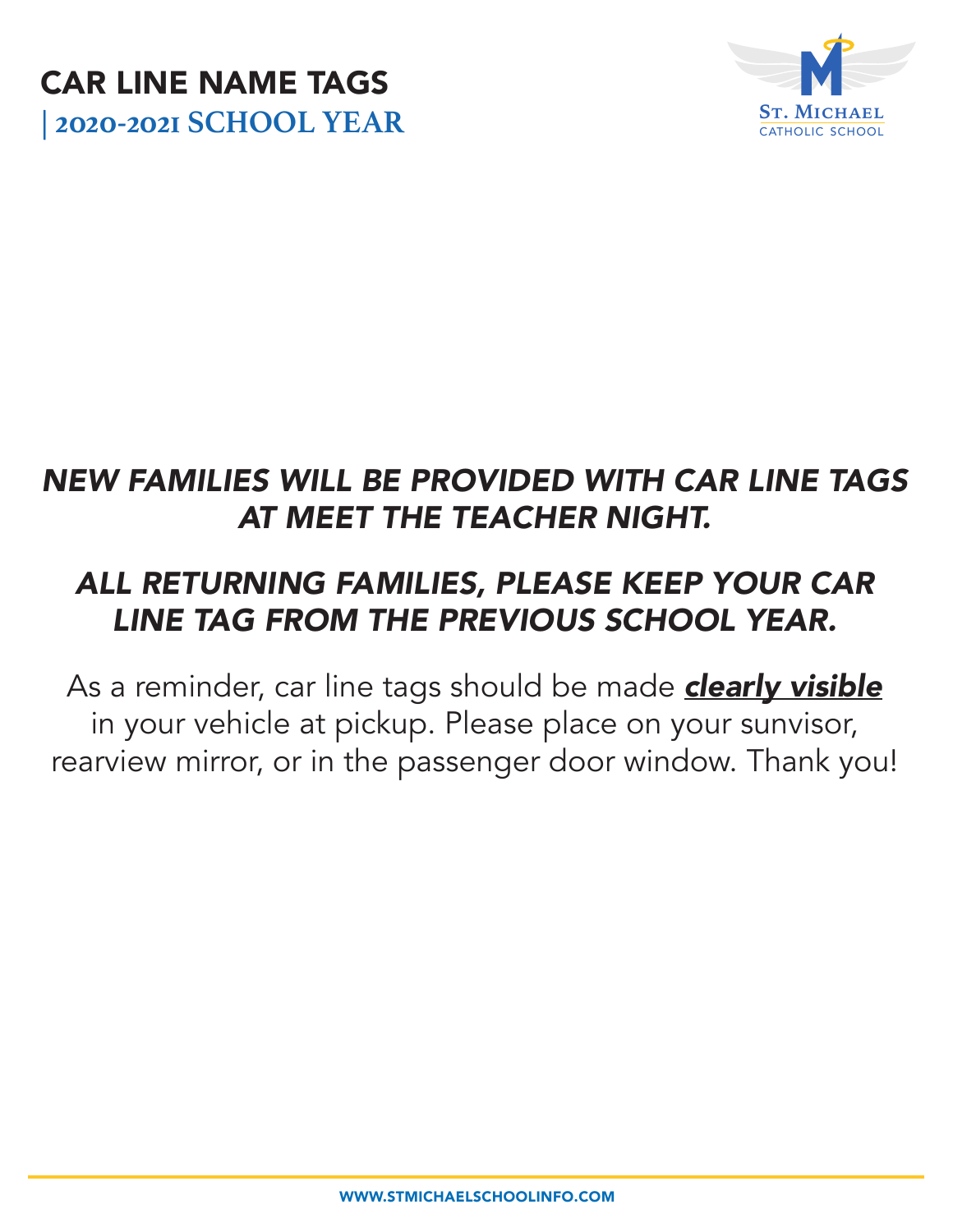# CAR LINE NAME TAGS

## | 2020-2021 SCHOOL YEAR

St. Michael Catholic School

***NEW FAMILIES WILL BE PROVIDED WITH CAR LINE TAGS AT MEET THE TEACHER NIGHT.***

***ALL RETURNING FAMILIES, PLEASE KEEP YOUR CAR LINE TAG FROM THE PREVIOUS SCHOOL YEAR.***

As a reminder, car line tags should be made ***clearly visible*** in your vehicle at pickup. Please place on your sunvisor, rearview mirror, or in the passenger door window. Thank you!

WWW.STMICHAELSCHOOLINFO.COM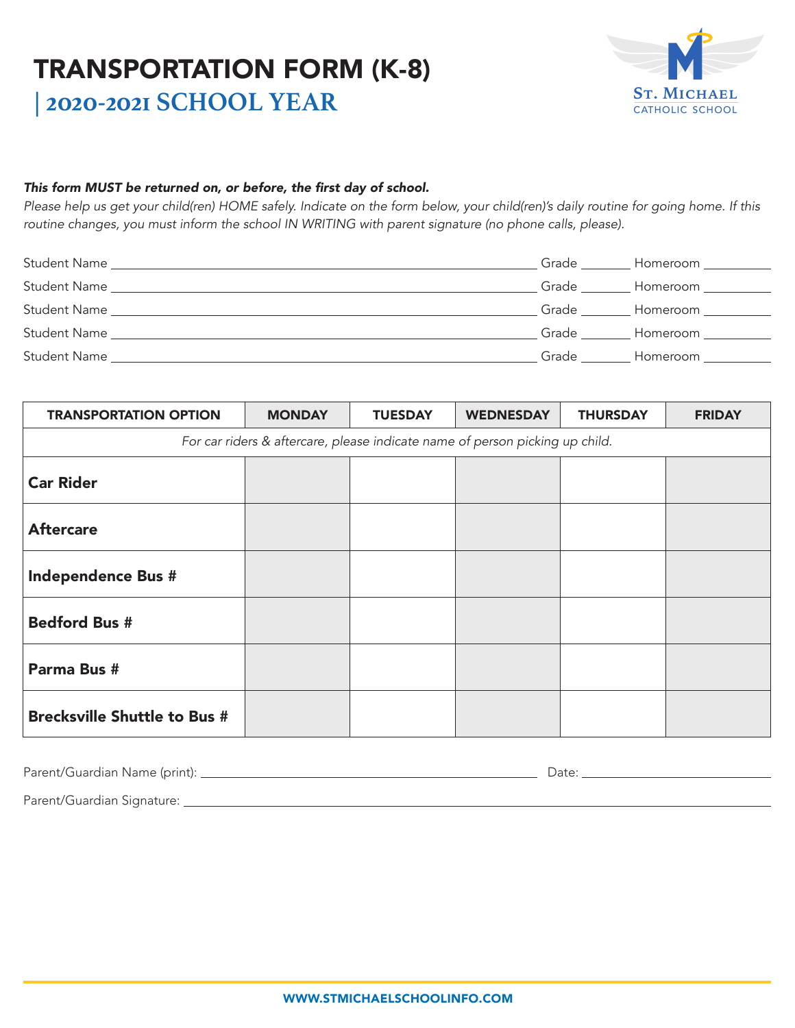# TRANSPORTATION FORM (K-8)

## | 2020-2021 SCHOOL YEAR

St. Michael
CATHOLIC SCHOOL

***This form MUST be returned on, or before, the first day of school.***

*Please help us get your child(ren) HOME safely. Indicate on the form below, your child(ren)'s daily routine for going home. If this routine changes, you must inform the school IN WRITING with parent signature (no phone calls, please).*

Student Name ______________________________ Grade ________ Homeroom __________

Student Name ______________________________ Grade ________ Homeroom __________

Student Name ______________________________ Grade ________ Homeroom __________

Student Name ______________________________ Grade ________ Homeroom __________

Student Name ______________________________ Grade ________ Homeroom __________

| TRANSPORTATION OPTION | MONDAY | TUESDAY | WEDNESDAY | THURSDAY | FRIDAY |
|---|---|---|---|---|---|
| *For car riders & aftercare, please indicate name of person picking up child.* | | | | | |
| **Car Rider** | | | | | |
| **Aftercare** | | | | | |
| **Independence Bus #** | | | | | |
| **Bedford Bus #** | | | | | |
| **Parma Bus #** | | | | | |
| **Brecksville Shuttle to Bus #** | | | | | |

Parent/Guardian Name (print): ______________________________ Date: ______________

Parent/Guardian Signature: ______________________________

WWW.STMICHAELSCHOOLINFO.COM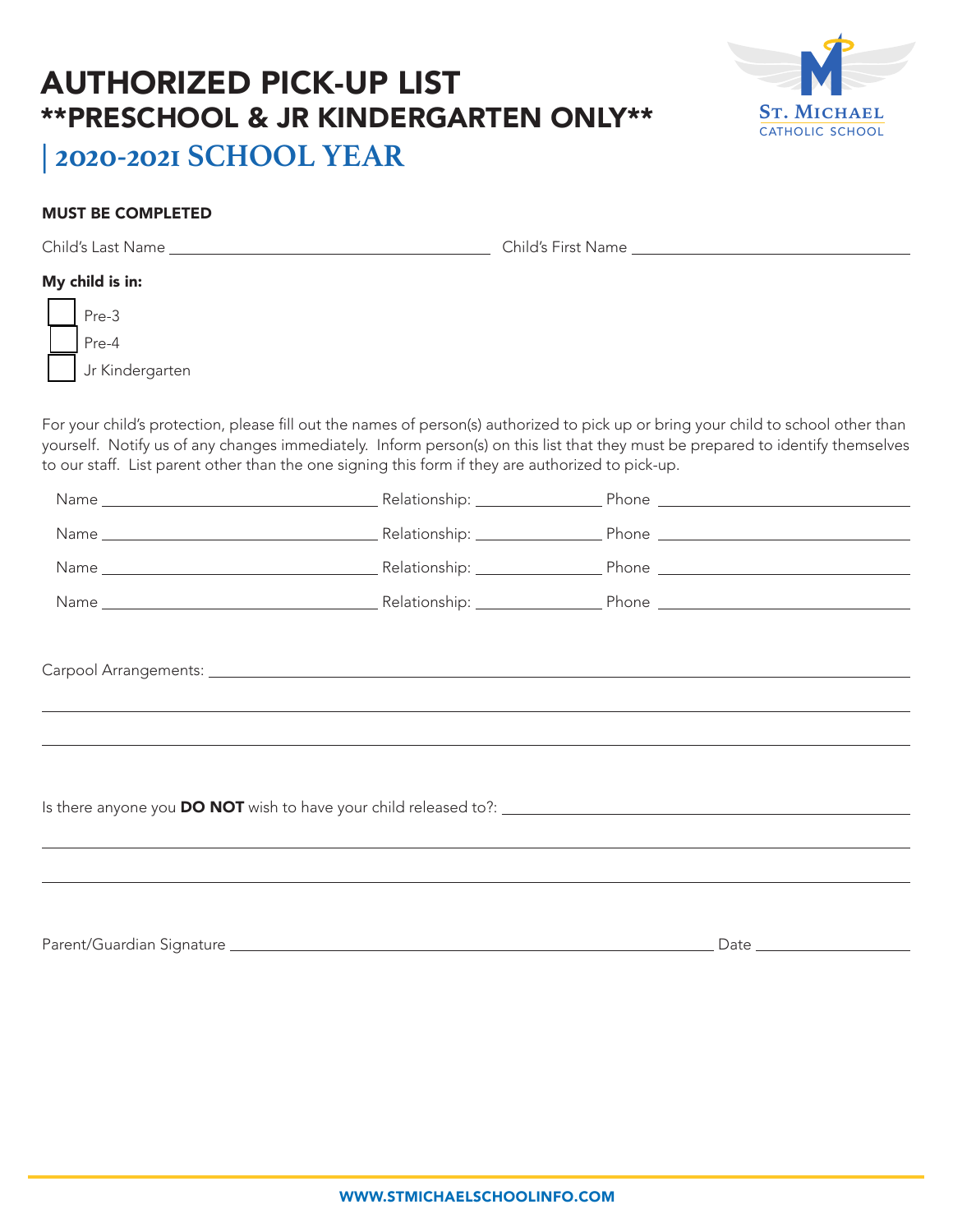# AUTHORIZED PICK-UP LIST
## **PRESCHOOL & JR KINDERGARTEN ONLY**
## | 2020-2021 SCHOOL YEAR

St. Michael Catholic School

**MUST BE COMPLETED**

Child's Last Name ______________________ Child's First Name ______________________

**My child is in:**

- ☐ Pre-3
- ☐ Pre-4
- ☐ Jr Kindergarten

For your child's protection, please fill out the names of person(s) authorized to pick up or bring your child to school other than yourself. Notify us of any changes immediately. Inform person(s) on this list that they must be prepared to identify themselves to our staff. List parent other than the one signing this form if they are authorized to pick-up.

Name ______________________ Relationship: ____________ Phone ______________________

Name ______________________ Relationship: ____________ Phone ______________________

Name ______________________ Relationship: ____________ Phone ______________________

Name ______________________ Relationship: ____________ Phone ______________________

Carpool Arrangements: ______________________________________________

______________________________________________

______________________________________________

Is there anyone you **DO NOT** wish to have your child released to?: ______________________

______________________________________________

______________________________________________

Parent/Guardian Signature ______________________________ Date ____________

WWW.STMICHAELSCHOOLINFO.COM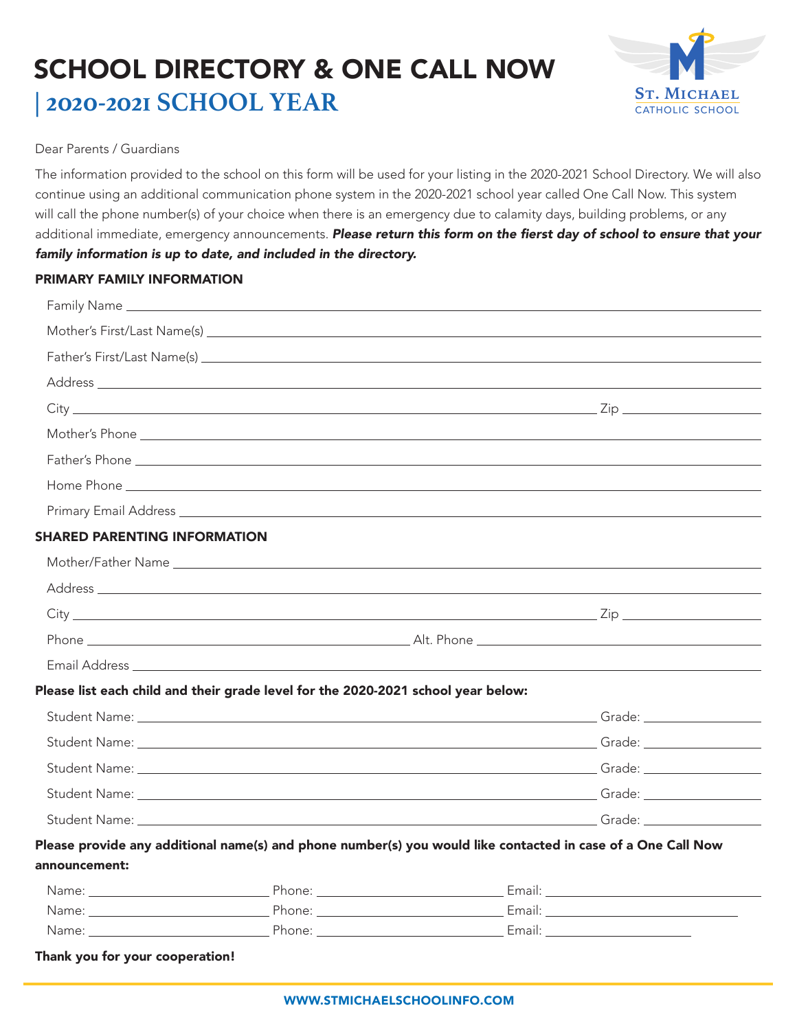# SCHOOL DIRECTORY & ONE CALL NOW

## | 2020-2021 SCHOOL YEAR

St. Michael Catholic School

Dear Parents / Guardians

The information provided to the school on this form will be used for your listing in the 2020-2021 School Directory. We will also continue using an additional communication phone system in the 2020-2021 school year called One Call Now. This system will call the phone number(s) of your choice when there is an emergency due to calamity days, building problems, or any additional immediate, emergency announcements. ***Please return this form on the fierst day of school to ensure that your family information is up to date, and included in the directory.***

### PRIMARY FAMILY INFORMATION

Family Name ______________________________

Mother's First/Last Name(s) ______________________________

Father's First/Last Name(s) ______________________________

Address ______________________________

City ______________________________ Zip ______________

Mother's Phone ______________________________

Father's Phone ______________________________

Home Phone ______________________________

Primary Email Address ______________________________

### SHARED PARENTING INFORMATION

Mother/Father Name ______________________________

Address ______________________________

City ______________________________ Zip ______________

Phone ______________________________ Alt. Phone ______________________________

Email Address ______________________________

**Please list each child and their grade level for the 2020-2021 school year below:**

Student Name: ______________________________ Grade: ______________

Student Name: ______________________________ Grade: ______________

Student Name: ______________________________ Grade: ______________

Student Name: ______________________________ Grade: ______________

Student Name: ______________________________ Grade: ______________

**Please provide any additional name(s) and phone number(s) you would like contacted in case of a One Call Now announcement:**

Name: ______________ Phone: ______________ Email: ______________

Name: ______________ Phone: ______________ Email: ______________

Name: ______________ Phone: ______________ Email: ______________

**Thank you for your cooperation!**

WWW.STMICHAELSCHOOLINFO.COM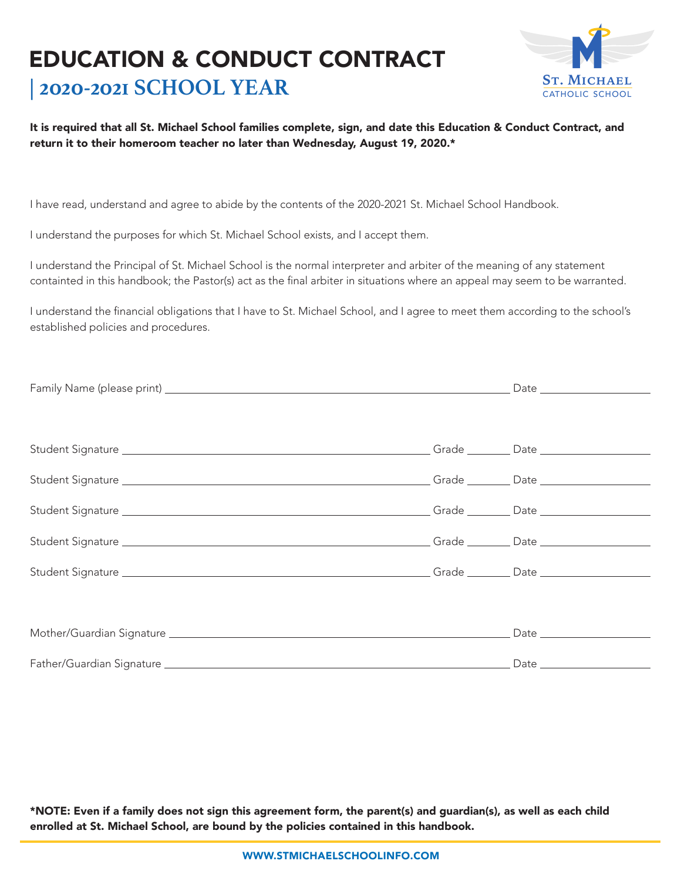# EDUCATION & CONDUCT CONTRACT

## | 2020-2021 SCHOOL YEAR

St. Michael
CATHOLIC SCHOOL

**It is required that all St. Michael School families complete, sign, and date this Education & Conduct Contract, and return it to their homeroom teacher no later than Wednesday, August 19, 2020.***

I have read, understand and agree to abide by the contents of the 2020-2021 St. Michael School Handbook.

I understand the purposes for which St. Michael School exists, and I accept them.

I understand the Principal of St. Michael School is the normal interpreter and arbiter of the meaning of any statement containted in this handbook; the Pastor(s) act as the final arbiter in situations where an appeal may seem to be warranted.

I understand the financial obligations that I have to St. Michael School, and I agree to meet them according to the school's established policies and procedures.

Family Name (please print) ______________________________ Date ____________

Student Signature ______________________________ Grade ______ Date ____________

Student Signature ______________________________ Grade ______ Date ____________

Student Signature ______________________________ Grade ______ Date ____________

Student Signature ______________________________ Grade ______ Date ____________

Student Signature ______________________________ Grade ______ Date ____________

Mother/Guardian Signature ______________________________ Date ____________

Father/Guardian Signature ______________________________ Date ____________

***NOTE: Even if a family does not sign this agreement form, the parent(s) and guardian(s), as well as each child enrolled at St. Michael School, are bound by the policies contained in this handbook.**

WWW.STMICHAELSCHOOLINFO.COM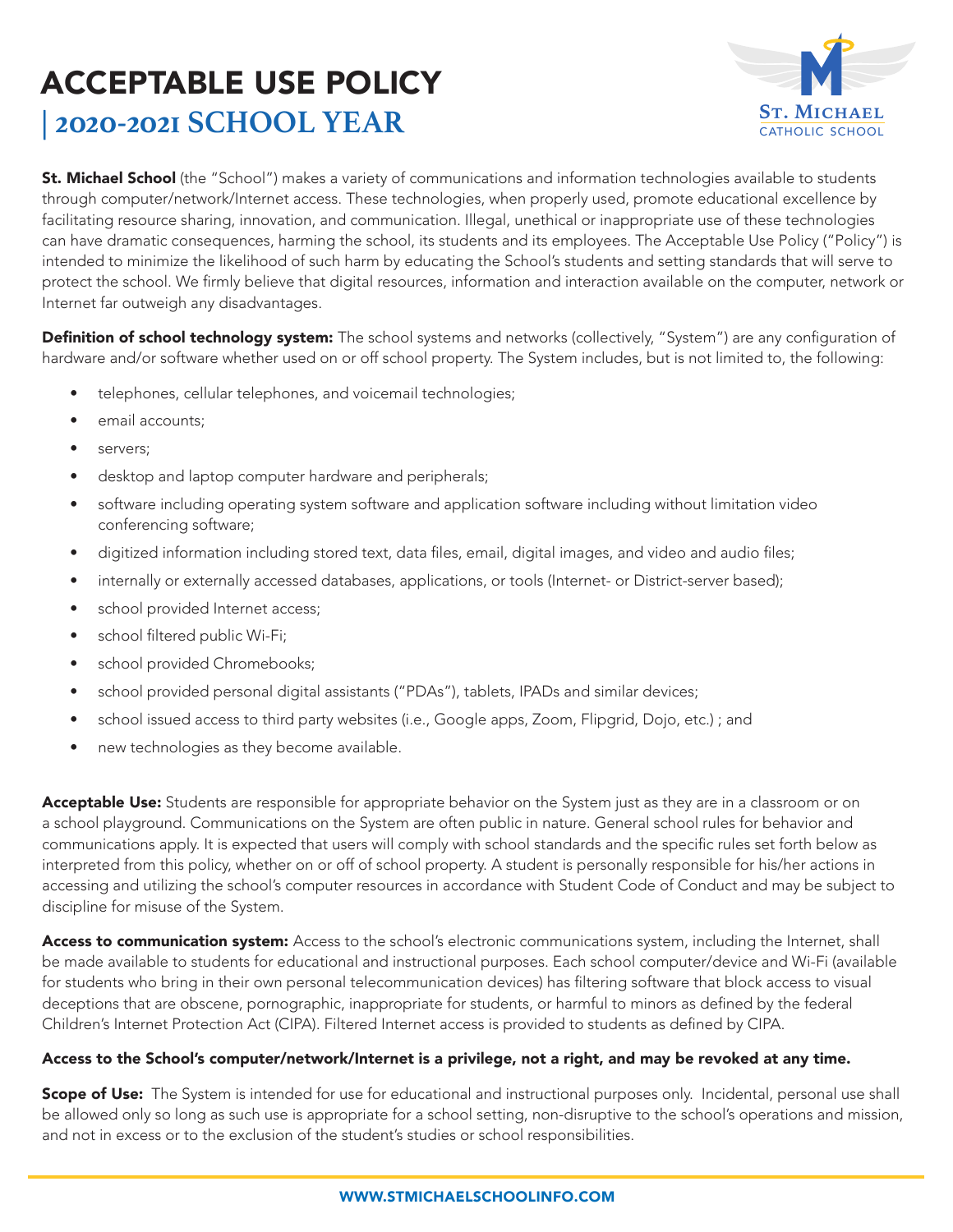# ACCEPTABLE USE POLICY

## | 2020-2021 SCHOOL YEAR

**St. Michael School** (the "School") makes a variety of communications and information technologies available to students through computer/network/Internet access. These technologies, when properly used, promote educational excellence by facilitating resource sharing, innovation, and communication. Illegal, unethical or inappropriate use of these technologies can have dramatic consequences, harming the school, its students and its employees. The Acceptable Use Policy ("Policy") is intended to minimize the likelihood of such harm by educating the School's students and setting standards that will serve to protect the school. We firmly believe that digital resources, information and interaction available on the computer, network or Internet far outweigh any disadvantages.

**Definition of school technology system:** The school systems and networks (collectively, "System") are any configuration of hardware and/or software whether used on or off school property. The System includes, but is not limited to, the following:

- telephones, cellular telephones, and voicemail technologies;
- email accounts;
- servers;
- desktop and laptop computer hardware and peripherals;
- software including operating system software and application software including without limitation video conferencing software;
- digitized information including stored text, data files, email, digital images, and video and audio files;
- internally or externally accessed databases, applications, or tools (Internet- or District-server based);
- school provided Internet access;
- school filtered public Wi-Fi;
- school provided Chromebooks;
- school provided personal digital assistants ("PDAs"), tablets, IPADs and similar devices;
- school issued access to third party websites (i.e., Google apps, Zoom, Flipgrid, Dojo, etc.) ; and
- new technologies as they become available.

**Acceptable Use:** Students are responsible for appropriate behavior on the System just as they are in a classroom or on a school playground. Communications on the System are often public in nature. General school rules for behavior and communications apply. It is expected that users will comply with school standards and the specific rules set forth below as interpreted from this policy, whether on or off of school property. A student is personally responsible for his/her actions in accessing and utilizing the school's computer resources in accordance with Student Code of Conduct and may be subject to discipline for misuse of the System.

**Access to communication system:** Access to the school's electronic communications system, including the Internet, shall be made available to students for educational and instructional purposes. Each school computer/device and Wi-Fi (available for students who bring in their own personal telecommunication devices) has filtering software that block access to visual deceptions that are obscene, pornographic, inappropriate for students, or harmful to minors as defined by the federal Children's Internet Protection Act (CIPA). Filtered Internet access is provided to students as defined by CIPA.

**Access to the School's computer/network/Internet is a privilege, not a right, and may be revoked at any time.**

**Scope of Use:** The System is intended for use for educational and instructional purposes only. Incidental, personal use shall be allowed only so long as such use is appropriate for a school setting, non-disruptive to the school's operations and mission, and not in excess or to the exclusion of the student's studies or school responsibilities.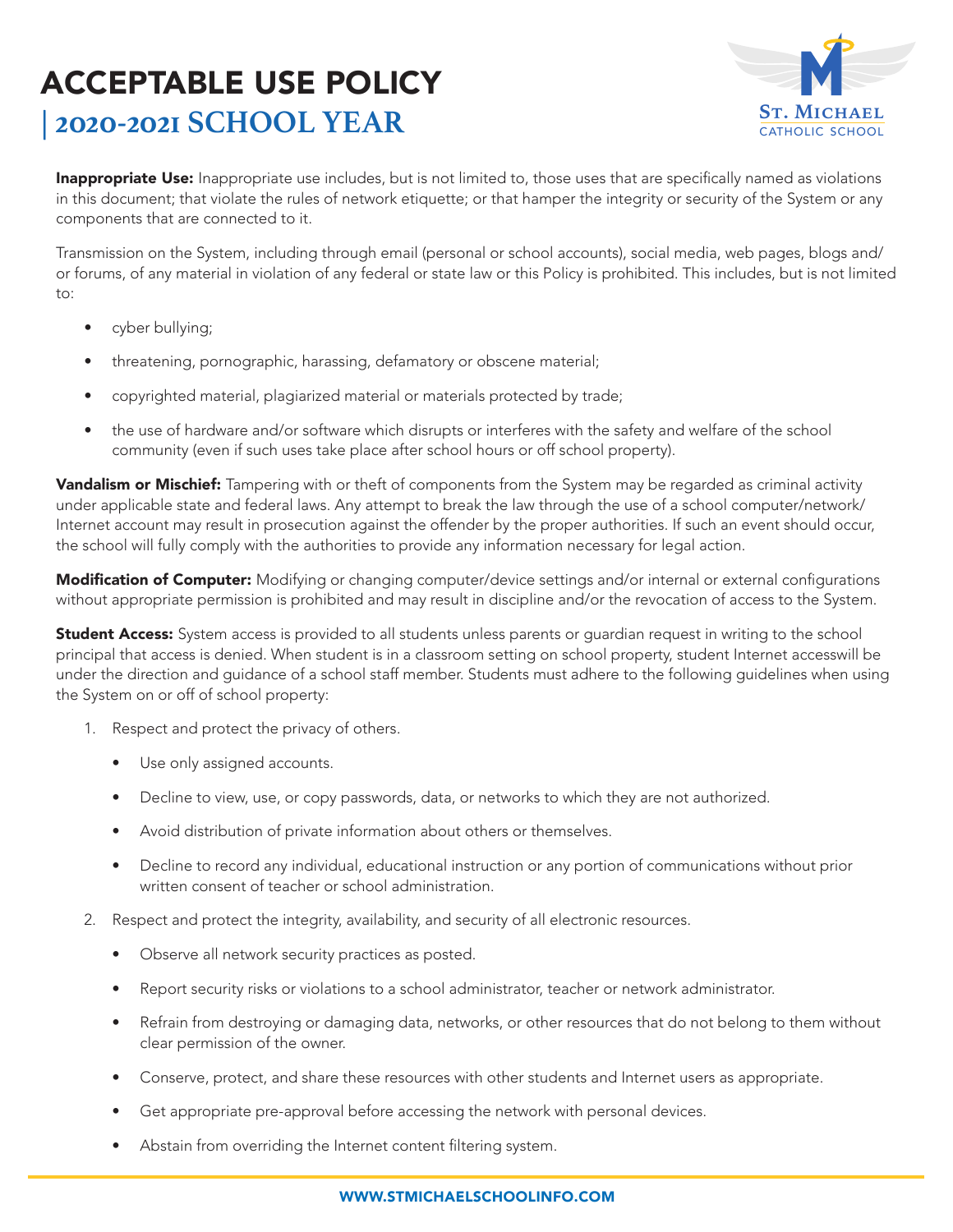# ACCEPTABLE USE POLICY

## | 2020-2021 SCHOOL YEAR

**Inappropriate Use:** Inappropriate use includes, but is not limited to, those uses that are specifically named as violations in this document; that violate the rules of network etiquette; or that hamper the integrity or security of the System or any components that are connected to it.

Transmission on the System, including through email (personal or school accounts), social media, web pages, blogs and/or forums, of any material in violation of any federal or state law or this Policy is prohibited. This includes, but is not limited to:

- cyber bullying;
- threatening, pornographic, harassing, defamatory or obscene material;
- copyrighted material, plagiarized material or materials protected by trade;
- the use of hardware and/or software which disrupts or interferes with the safety and welfare of the school community (even if such uses take place after school hours or off school property).

**Vandalism or Mischief:** Tampering with or theft of components from the System may be regarded as criminal activity under applicable state and federal laws. Any attempt to break the law through the use of a school computer/network/Internet account may result in prosecution against the offender by the proper authorities. If such an event should occur, the school will fully comply with the authorities to provide any information necessary for legal action.

**Modification of Computer:** Modifying or changing computer/device settings and/or internal or external configurations without appropriate permission is prohibited and may result in discipline and/or the revocation of access to the System.

**Student Access:** System access is provided to all students unless parents or guardian request in writing to the school principal that access is denied. When student is in a classroom setting on school property, student Internet accesswill be under the direction and guidance of a school staff member. Students must adhere to the following guidelines when using the System on or off of school property:

1. Respect and protect the privacy of others.
   - Use only assigned accounts.
   - Decline to view, use, or copy passwords, data, or networks to which they are not authorized.
   - Avoid distribution of private information about others or themselves.
   - Decline to record any individual, educational instruction or any portion of communications without prior written consent of teacher or school administration.
2. Respect and protect the integrity, availability, and security of all electronic resources.
   - Observe all network security practices as posted.
   - Report security risks or violations to a school administrator, teacher or network administrator.
   - Refrain from destroying or damaging data, networks, or other resources that do not belong to them without clear permission of the owner.
   - Conserve, protect, and share these resources with other students and Internet users as appropriate.
   - Get appropriate pre-approval before accessing the network with personal devices.
   - Abstain from overriding the Internet content filtering system.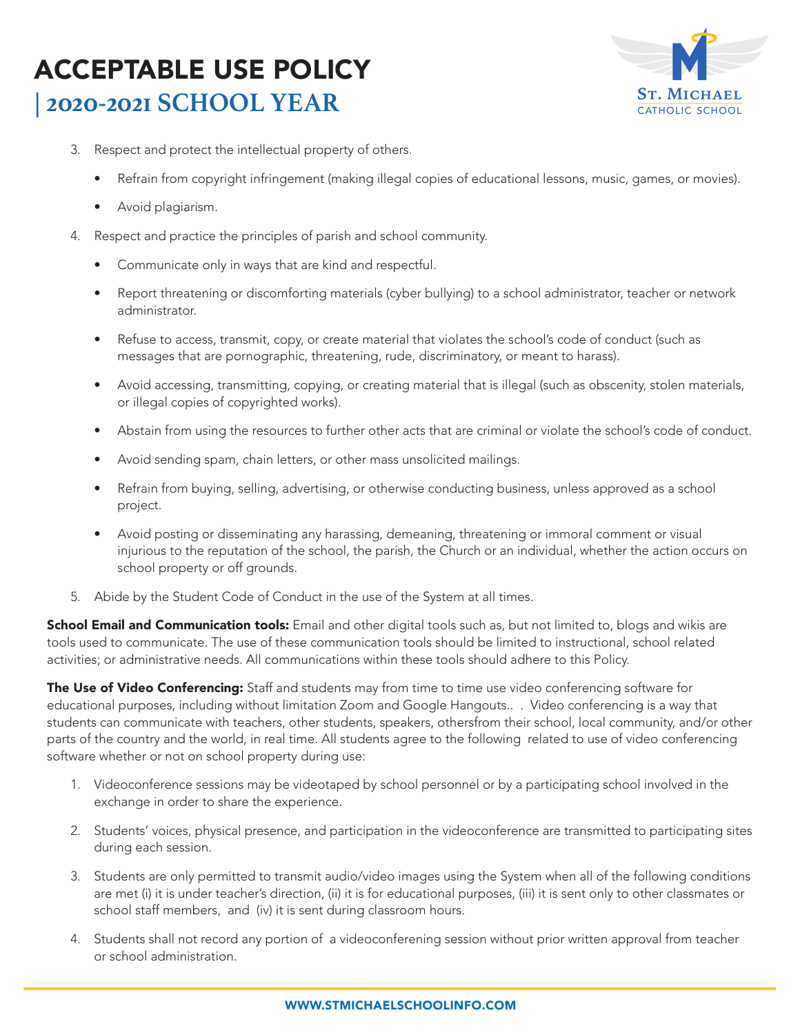3. Respect and protect the intellectual property of others.
   - Refrain from copyright infringement (making illegal copies of educational lessons, music, games, or movies).
   - Avoid plagiarism.
4. Respect and practice the principles of parish and school community.
   - Communicate only in ways that are kind and respectful.
   - Report threatening or discomforting materials (cyber bullying) to a school administrator, teacher or network administrator.
   - Refuse to access, transmit, copy, or create material that violates the school's code of conduct (such as messages that are pornographic, threatening, rude, discriminatory, or meant to harass).
   - Avoid accessing, transmitting, copying, or creating material that is illegal (such as obscenity, stolen materials, or illegal copies of copyrighted works).
   - Abstain from using the resources to further other acts that are criminal or violate the school's code of conduct.
   - Avoid sending spam, chain letters, or other mass unsolicited mailings.
   - Refrain from buying, selling, advertising, or otherwise conducting business, unless approved as a school project.
   - Avoid posting or disseminating any harassing, demeaning, threatening or immoral comment or visual injurious to the reputation of the school, the parish, the Church or an individual, whether the action occurs on school property or off grounds.
5. Abide by the Student Code of Conduct in the use of the System at all times.

**School Email and Communication tools:** Email and other digital tools such as, but not limited to, blogs and wikis are tools used to communicate. The use of these communication tools should be limited to instructional, school related activities; or administrative needs. All communications within these tools should adhere to this Policy.

**The Use of Video Conferencing:** Staff and students may from time to time use video conferencing software for educational purposes, including without limitation Zoom and Google Hangouts.. . Video conferencing is a way that students can communicate with teachers, other students, speakers, othersfrom their school, local community, and/or other parts of the country and the world, in real time. All students agree to the following related to use of video conferencing software whether or not on school property during use:

1. Videoconference sessions may be videotaped by school personnel or by a participating school involved in the exchange in order to share the experience.
2. Students' voices, physical presence, and participation in the videoconference are transmitted to participating sites during each session.
3. Students are only permitted to transmit audio/video images using the System when all of the following conditions are met (i) it is under teacher's direction, (ii) it is for educational purposes, (iii) it is sent only to other classmates or school staff members, and (iv) it is sent during classroom hours.
4. Students shall not record any portion of a videoconfering session without prior written approval from teacher or school administration.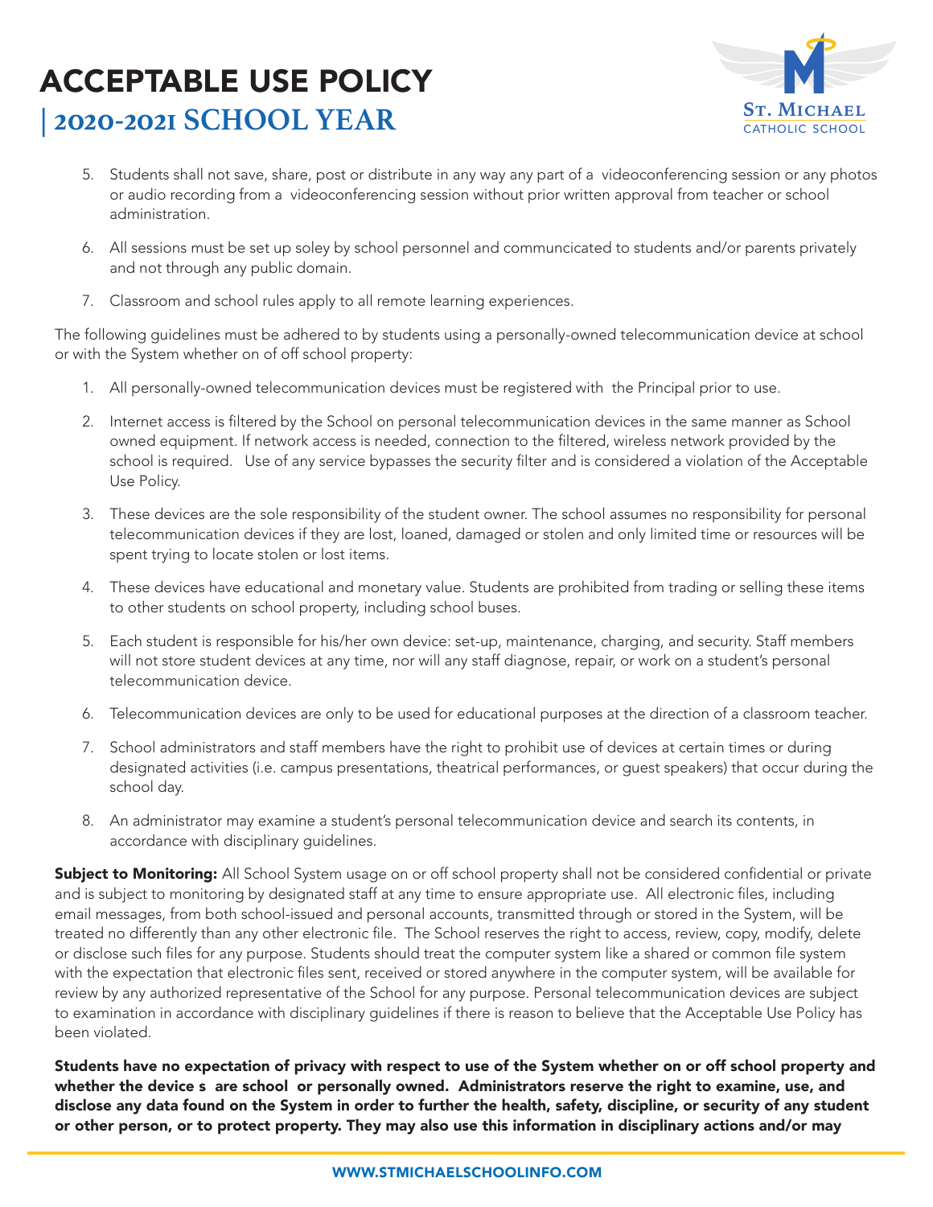5. Students shall not save, share, post or distribute in any way any part of a videoconferencing session or any photos or audio recording from a videoconferencing session without prior written approval from teacher or school administration.

6. All sessions must be set up soley by school personnel and communcicated to students and/or parents privately and not through any public domain.

7. Classroom and school rules apply to all remote learning experiences.

The following guidelines must be adhered to by students using a personally-owned telecommunication device at school or with the System whether on of off school property:

1. All personally-owned telecommunication devices must be registered with the Principal prior to use.

2. Internet access is filtered by the School on personal telecommunication devices in the same manner as School owned equipment. If network access is needed, connection to the filtered, wireless network provided by the school is required. Use of any service bypasses the security filter and is considered a violation of the Acceptable Use Policy.

3. These devices are the sole responsibility of the student owner. The school assumes no responsibility for personal telecommunication devices if they are lost, loaned, damaged or stolen and only limited time or resources will be spent trying to locate stolen or lost items.

4. These devices have educational and monetary value. Students are prohibited from trading or selling these items to other students on school property, including school buses.

5. Each student is responsible for his/her own device: set-up, maintenance, charging, and security. Staff members will not store student devices at any time, nor will any staff diagnose, repair, or work on a student's personal telecommunication device.

6. Telecommunication devices are only to be used for educational purposes at the direction of a classroom teacher.

7. School administrators and staff members have the right to prohibit use of devices at certain times or during designated activities (i.e. campus presentations, theatrical performances, or guest speakers) that occur during the school day.

8. An administrator may examine a student's personal telecommunication device and search its contents, in accordance with disciplinary guidelines.

**Subject to Monitoring:** All School System usage on or off school property shall not be considered confidential or private and is subject to monitoring by designated staff at any time to ensure appropriate use. All electronic files, including email messages, from both school-issued and personal accounts, transmitted through or stored in the System, will be treated no differently than any other electronic file. The School reserves the right to access, review, copy, modify, delete or disclose such files for any purpose. Students should treat the computer system like a shared or common file system with the expectation that electronic files sent, received or stored anywhere in the computer system, will be available for review by any authorized representative of the School for any purpose. Personal telecommunication devices are subject to examination in accordance with disciplinary guidelines if there is reason to believe that the Acceptable Use Policy has been violated.

**Students have no expectation of privacy with respect to use of the System whether on or off school property and whether the device s are school or personally owned. Administrators reserve the right to examine, use, and disclose any data found on the System in order to further the health, safety, discipline, or security of any student or other person, or to protect property. They may also use this information in disciplinary actions and/or may**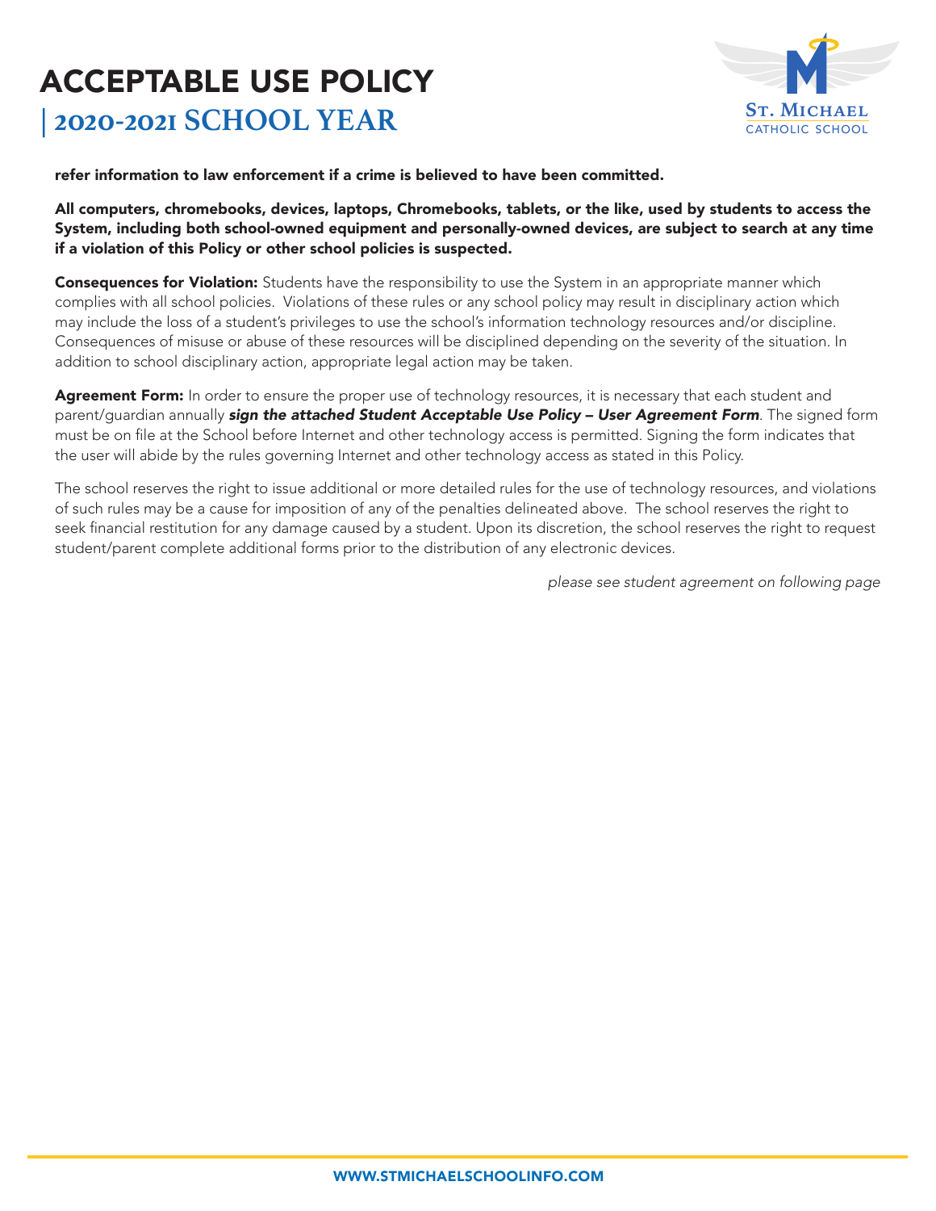**refer information to law enforcement if a crime is believed to have been committed.**

**All computers, chromebooks, devices, laptops, Chromebooks, tablets, or the like, used by students to access the System, including both school-owned equipment and personally-owned devices, are subject to search at any time if a violation of this Policy or other school policies is suspected.**

**Consequences for Violation:** Students have the responsibility to use the System in an appropriate manner which complies with all school policies. Violations of these rules or any school policy may result in disciplinary action which may include the loss of a student's privileges to use the school's information technology resources and/or discipline. Consequences of misuse or abuse of these resources will be disciplined depending on the severity of the situation. In addition to school disciplinary action, appropriate legal action may be taken.

**Agreement Form:** In order to ensure the proper use of technology resources, it is necessary that each student and parent/guardian annually ***sign the attached Student Acceptable Use Policy – User Agreement Form***. The signed form must be on file at the School before Internet and other technology access is permitted. Signing the form indicates that the user will abide by the rules governing Internet and other technology access as stated in this Policy.

The school reserves the right to issue additional or more detailed rules for the use of technology resources, and violations of such rules may be a cause for imposition of any of the penalties delineated above. The school reserves the right to seek financial restitution for any damage caused by a student. Upon its discretion, the school reserves the right to request student/parent complete additional forms prior to the distribution of any electronic devices.

*please see student agreement on following page*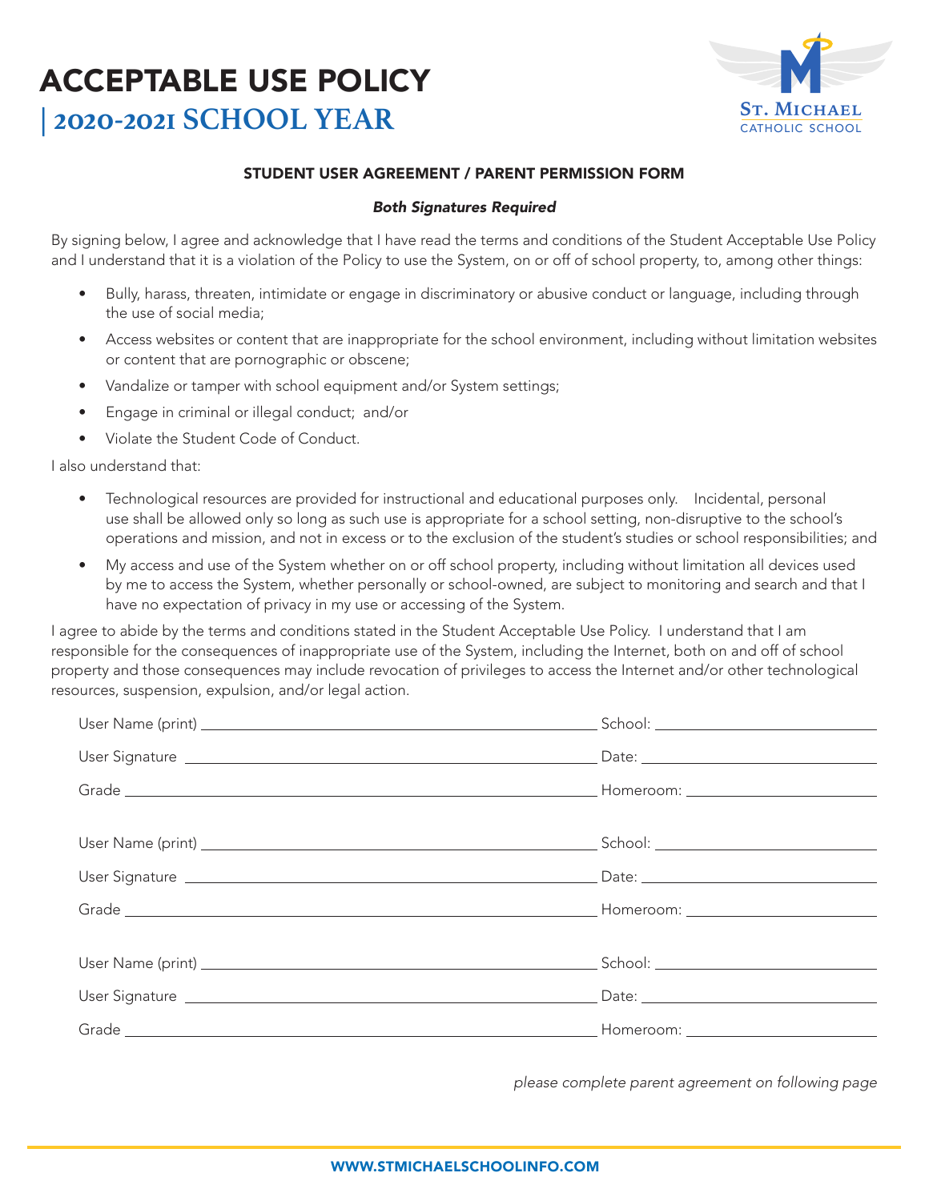# ACCEPTABLE USE POLICY
## | 2020-2021 SCHOOL YEAR

St. Michael
Catholic School

### STUDENT USER AGREEMENT / PARENT PERMISSION FORM

***Both Signatures Required***

By signing below, I agree and acknowledge that I have read the terms and conditions of the Student Acceptable Use Policy and I understand that it is a violation of the Policy to use the System, on or off of school property, to, among other things:

- Bully, harass, threaten, intimidate or engage in discriminatory or abusive conduct or language, including through the use of social media;
- Access websites or content that are inappropriate for the school environment, including without limitation websites or content that are pornographic or obscene;
- Vandalize or tamper with school equipment and/or System settings;
- Engage in criminal or illegal conduct; and/or
- Violate the Student Code of Conduct.

I also understand that:

- Technological resources are provided for instructional and educational purposes only. Incidental, personal use shall be allowed only so long as such use is appropriate for a school setting, non-disruptive to the school's operations and mission, and not in excess or to the exclusion of the student's studies or school responsibilities; and
- My access and use of the System whether on or off school property, including without limitation all devices used by me to access the System, whether personally or school-owned, are subject to monitoring and search and that I have no expectation of privacy in my use or accessing of the System.

I agree to abide by the terms and conditions stated in the Student Acceptable Use Policy. I understand that I am responsible for the consequences of inappropriate use of the System, including the Internet, both on and off of school property and those consequences may include revocation of privileges to access the Internet and/or other technological resources, suspension, expulsion, and/or legal action.

User Name (print) ____________________ School: ____________________

User Signature ____________________ Date: ____________________

Grade ____________________ Homeroom: ____________________

User Name (print) ____________________ School: ____________________

User Signature ____________________ Date: ____________________

Grade ____________________ Homeroom: ____________________

User Name (print) ____________________ School: ____________________

User Signature ____________________ Date: ____________________

Grade ____________________ Homeroom: ____________________

*please complete parent agreement on following page*

WWW.STMICHAELSCHOOLINFO.COM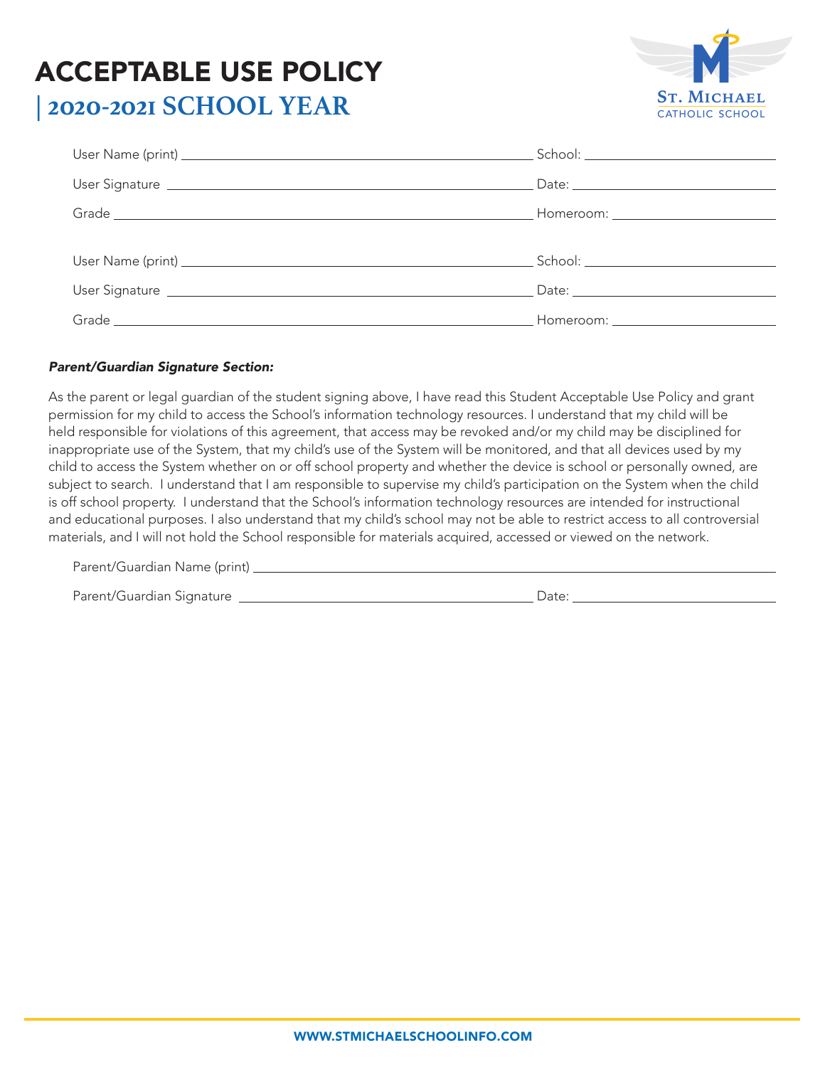# ACCEPTABLE USE POLICY

## | 2020-2021 SCHOOL YEAR

St. Michael Catholic School

User Name (print) ______________________ School: ______________

User Signature ______________________ Date: ______________

Grade ______________________ Homeroom: ______________

User Name (print) ______________________ School: ______________

User Signature ______________________ Date: ______________

Grade ______________________ Homeroom: ______________

***Parent/Guardian Signature Section:***

As the parent or legal guardian of the student signing above, I have read this Student Acceptable Use Policy and grant permission for my child to access the School's information technology resources. I understand that my child will be held responsible for violations of this agreement, that access may be revoked and/or my child may be disciplined for inappropriate use of the System, that my child's use of the System will be monitored, and that all devices used by my child to access the System whether on or off school property and whether the device is school or personally owned, are subject to search. I understand that I am responsible to supervise my child's participation on the System when the child is off school property. I understand that the School's information technology resources are intended for instructional and educational purposes. I also understand that my child's school may not be able to restrict access to all controversial materials, and I will not hold the School responsible for materials acquired, accessed or viewed on the network.

Parent/Guardian Name (print) ______________________________________

Parent/Guardian Signature ______________________ Date: ______________

WWW.STMICHAELSCHOOLINFO.COM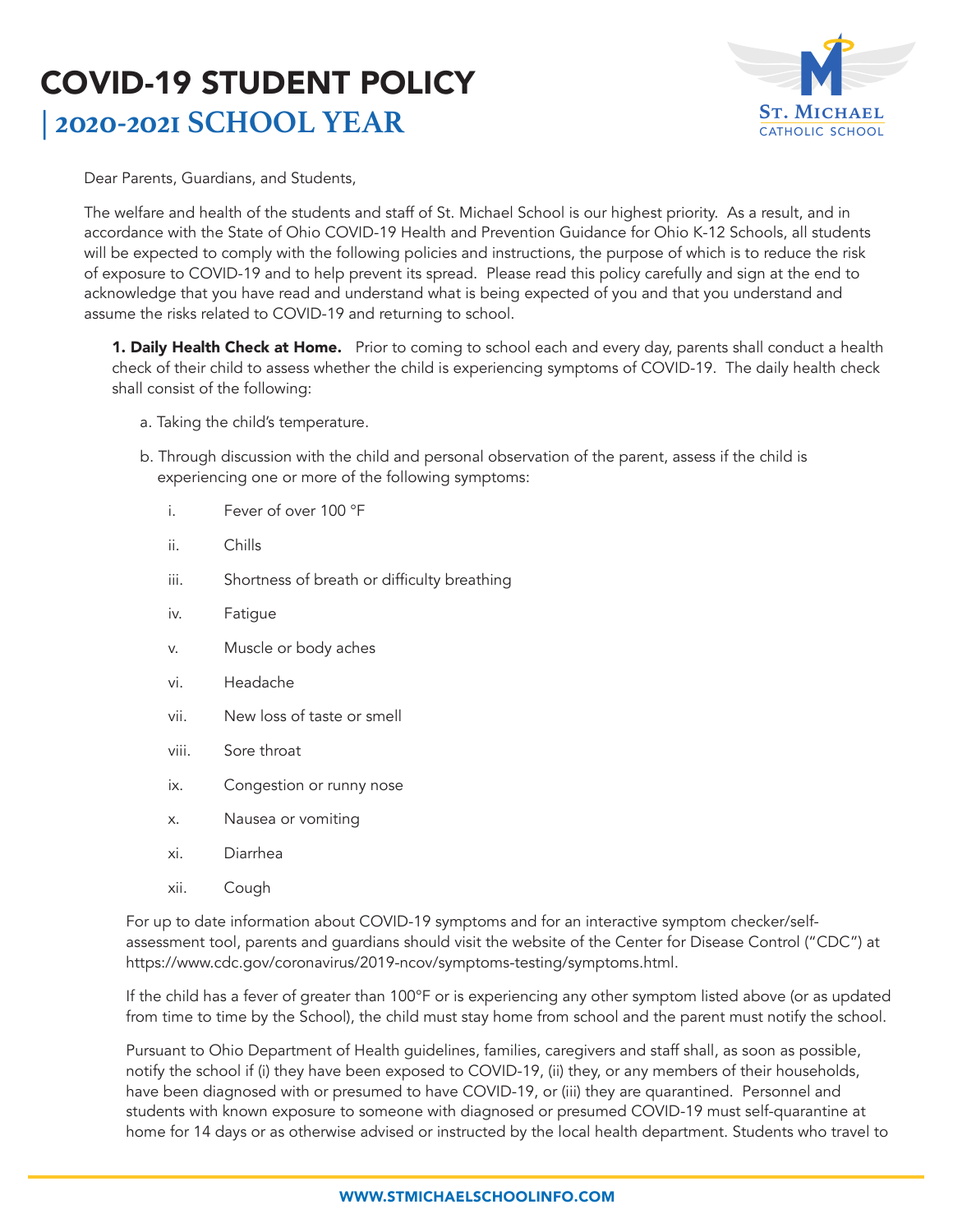# COVID-19 STUDENT POLICY
## | 2020-2021 SCHOOL YEAR

St. Michael
CATHOLIC SCHOOL

Dear Parents, Guardians, and Students,

The welfare and health of the students and staff of St. Michael School is our highest priority. As a result, and in accordance with the State of Ohio COVID-19 Health and Prevention Guidance for Ohio K-12 Schools, all students will be expected to comply with the following policies and instructions, the purpose of which is to reduce the risk of exposure to COVID-19 and to help prevent its spread. Please read this policy carefully and sign at the end to acknowledge that you have read and understand what is being expected of you and that you understand and assume the risks related to COVID-19 and returning to school.

**1. Daily Health Check at Home.** Prior to coming to school each and every day, parents shall conduct a health check of their child to assess whether the child is experiencing symptoms of COVID-19. The daily health check shall consist of the following:

a. Taking the child's temperature.

b. Through discussion with the child and personal observation of the parent, assess if the child is experiencing one or more of the following symptoms:

i. Fever of over 100 °F

ii. Chills

iii. Shortness of breath or difficulty breathing

iv. Fatigue

v. Muscle or body aches

vi. Headache

vii. New loss of taste or smell

viii. Sore throat

ix. Congestion or runny nose

x. Nausea or vomiting

xi. Diarrhea

xii. Cough

For up to date information about COVID-19 symptoms and for an interactive symptom checker/self-assessment tool, parents and guardians should visit the website of the Center for Disease Control ("CDC") at https://www.cdc.gov/coronavirus/2019-ncov/symptoms-testing/symptoms.html.

If the child has a fever of greater than 100°F or is experiencing any other symptom listed above (or as updated from time to time by the School), the child must stay home from school and the parent must notify the school.

Pursuant to Ohio Department of Health guidelines, families, caregivers and staff shall, as soon as possible, notify the school if (i) they have been exposed to COVID-19, (ii) they, or any members of their households, have been diagnosed with or presumed to have COVID-19, or (iii) they are quarantined. Personnel and students with known exposure to someone with diagnosed or presumed COVID-19 must self-quarantine at home for 14 days or as otherwise advised or instructed by the local health department. Students who travel to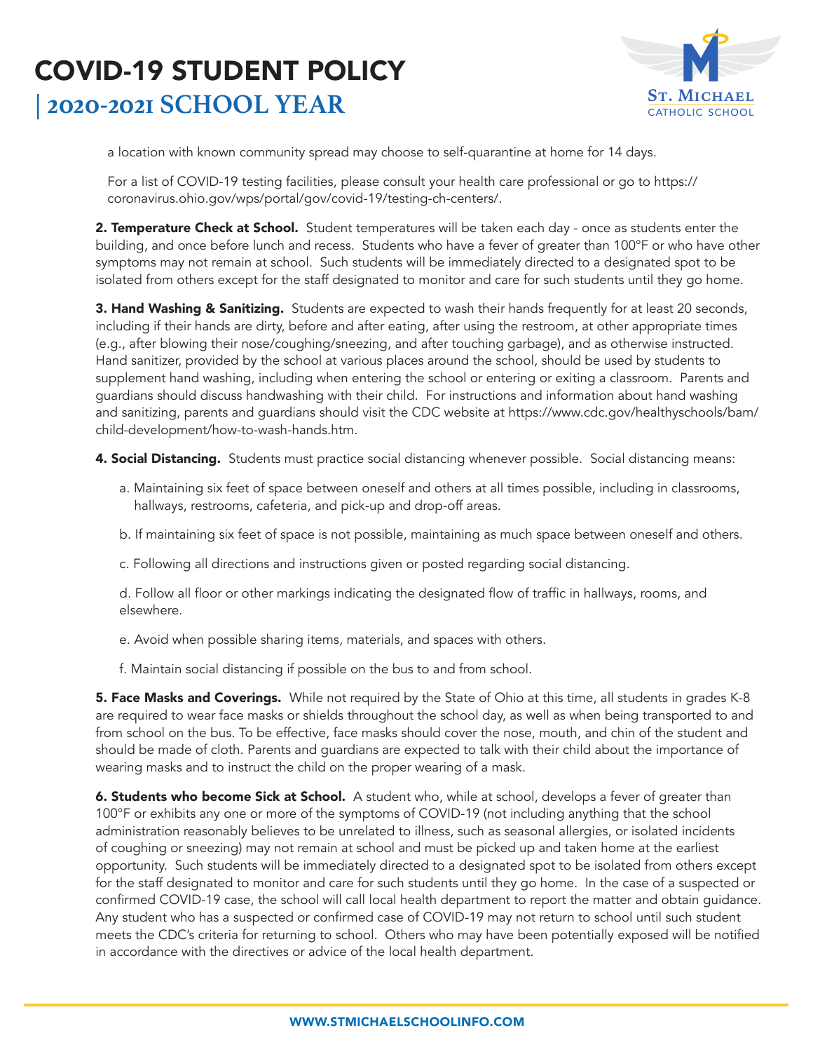a location with known community spread may choose to self-quarantine at home for 14 days.

For a list of COVID-19 testing facilities, please consult your health care professional or go to https://coronavirus.ohio.gov/wps/portal/gov/covid-19/testing-ch-centers/.

**2. Temperature Check at School.** Student temperatures will be taken each day - once as students enter the building, and once before lunch and recess. Students who have a fever of greater than 100°F or who have other symptoms may not remain at school. Such students will be immediately directed to a designated spot to be isolated from others except for the staff designated to monitor and care for such students until they go home.

**3. Hand Washing & Sanitizing.** Students are expected to wash their hands frequently for at least 20 seconds, including if their hands are dirty, before and after eating, after using the restroom, at other appropriate times (e.g., after blowing their nose/coughing/sneezing, and after touching garbage), and as otherwise instructed. Hand sanitizer, provided by the school at various places around the school, should be used by students to supplement hand washing, including when entering the school or entering or exiting a classroom. Parents and guardians should discuss handwashing with their child. For instructions and information about hand washing and sanitizing, parents and guardians should visit the CDC website at https://www.cdc.gov/healthyschools/bam/child-development/how-to-wash-hands.htm.

**4. Social Distancing.** Students must practice social distancing whenever possible. Social distancing means:

a. Maintaining six feet of space between oneself and others at all times possible, including in classrooms, hallways, restrooms, cafeteria, and pick-up and drop-off areas.

b. If maintaining six feet of space is not possible, maintaining as much space between oneself and others.

c. Following all directions and instructions given or posted regarding social distancing.

d. Follow all floor or other markings indicating the designated flow of traffic in hallways, rooms, and elsewhere.

e. Avoid when possible sharing items, materials, and spaces with others.

f. Maintain social distancing if possible on the bus to and from school.

**5. Face Masks and Coverings.** While not required by the State of Ohio at this time, all students in grades K-8 are required to wear face masks or shields throughout the school day, as well as when being transported to and from school on the bus. To be effective, face masks should cover the nose, mouth, and chin of the student and should be made of cloth. Parents and guardians are expected to talk with their child about the importance of wearing masks and to instruct the child on the proper wearing of a mask.

**6. Students who become Sick at School.** A student who, while at school, develops a fever of greater than 100°F or exhibits any one or more of the symptoms of COVID-19 (not including anything that the school administration reasonably believes to be unrelated to illness, such as seasonal allergies, or isolated incidents of coughing or sneezing) may not remain at school and must be picked up and taken home at the earliest opportunity. Such students will be immediately directed to a designated spot to be isolated from others except for the staff designated to monitor and care for such students until they go home. In the case of a suspected or confirmed COVID-19 case, the school will call local health department to report the matter and obtain guidance. Any student who has a suspected or confirmed case of COVID-19 may not return to school until such student meets the CDC's criteria for returning to school. Others who may have been potentially exposed will be notified in accordance with the directives or advice of the local health department.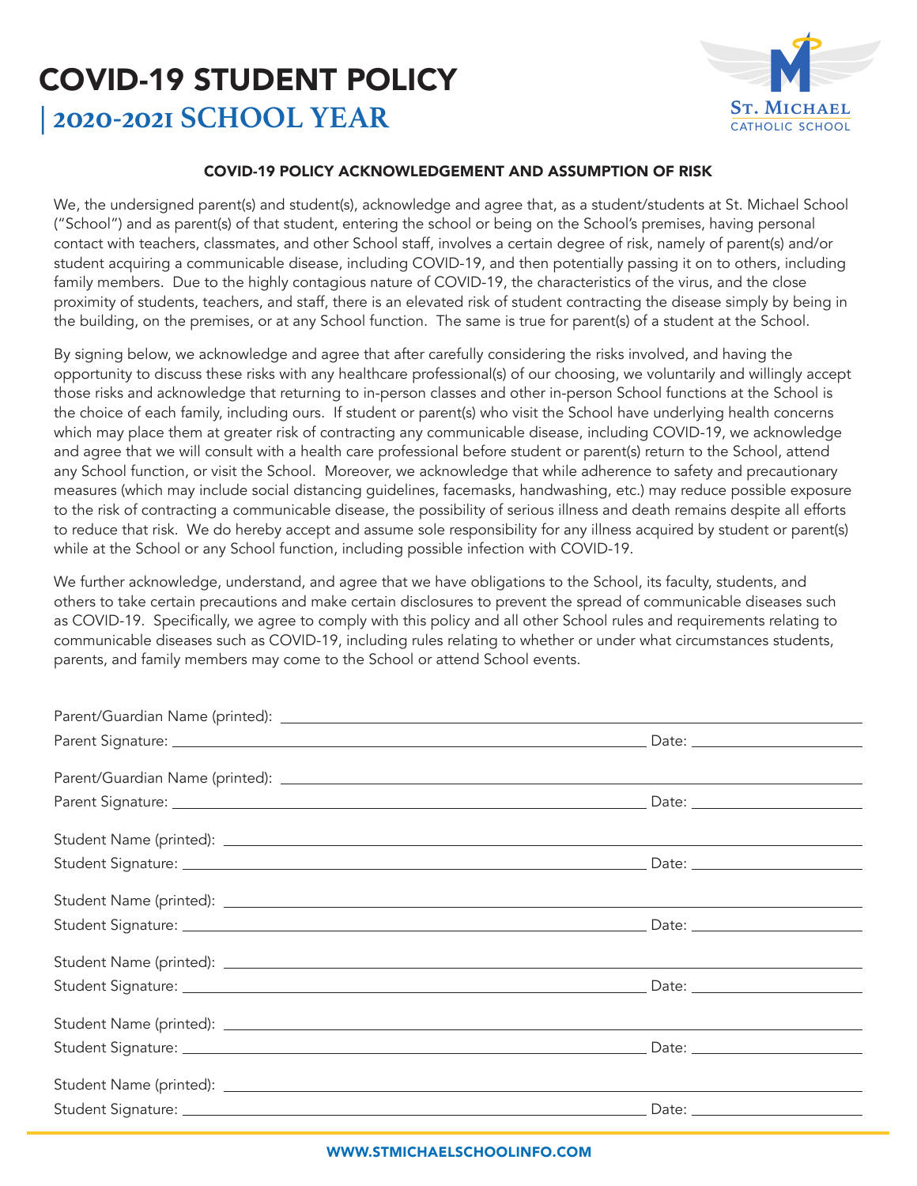# COVID-19 STUDENT POLICY
## | 2020-2021 SCHOOL YEAR

St. Michael
CATHOLIC SCHOOL

### COVID-19 POLICY ACKNOWLEDGEMENT AND ASSUMPTION OF RISK

We, the undersigned parent(s) and student(s), acknowledge and agree that, as a student/students at St. Michael School ("School") and as parent(s) of that student, entering the school or being on the School's premises, having personal contact with teachers, classmates, and other School staff, involves a certain degree of risk, namely of parent(s) and/or student acquiring a communicable disease, including COVID-19, and then potentially passing it on to others, including family members. Due to the highly contagious nature of COVID-19, the characteristics of the virus, and the close proximity of students, teachers, and staff, there is an elevated risk of student contracting the disease simply by being in the building, on the premises, or at any School function. The same is true for parent(s) of a student at the School.

By signing below, we acknowledge and agree that after carefully considering the risks involved, and having the opportunity to discuss these risks with any healthcare professional(s) of our choosing, we voluntarily and willingly accept those risks and acknowledge that returning to in-person classes and other in-person School functions at the School is the choice of each family, including ours. If student or parent(s) who visit the School have underlying health concerns which may place them at greater risk of contracting any communicable disease, including COVID-19, we acknowledge and agree that we will consult with a health care professional before student or parent(s) return to the School, attend any School function, or visit the School. Moreover, we acknowledge that while adherence to safety and precautionary measures (which may include social distancing guidelines, facemasks, handwashing, etc.) may reduce possible exposure to the risk of contracting a communicable disease, the possibility of serious illness and death remains despite all efforts to reduce that risk. We do hereby accept and assume sole responsibility for any illness acquired by student or parent(s) while at the School or any School function, including possible infection with COVID-19.

We further acknowledge, understand, and agree that we have obligations to the School, its faculty, students, and others to take certain precautions and make certain disclosures to prevent the spread of communicable diseases such as COVID-19. Specifically, we agree to comply with this policy and all other School rules and requirements relating to communicable diseases such as COVID-19, including rules relating to whether or under what circumstances students, parents, and family members may come to the School or attend School events.

Parent/Guardian Name (printed): ____________________

Parent Signature: ____________________ Date: __________

Parent/Guardian Name (printed): ____________________

Parent Signature: ____________________ Date: __________

Student Name (printed): ____________________

Student Signature: ____________________ Date: __________

Student Name (printed): ____________________

Student Signature: ____________________ Date: __________

Student Name (printed): ____________________

Student Signature: ____________________ Date: __________

Student Name (printed): ____________________

Student Signature: ____________________ Date: __________

Student Name (printed): ____________________

Student Signature: ____________________ Date: __________

WWW.STMICHAELSCHOOLINFO.COM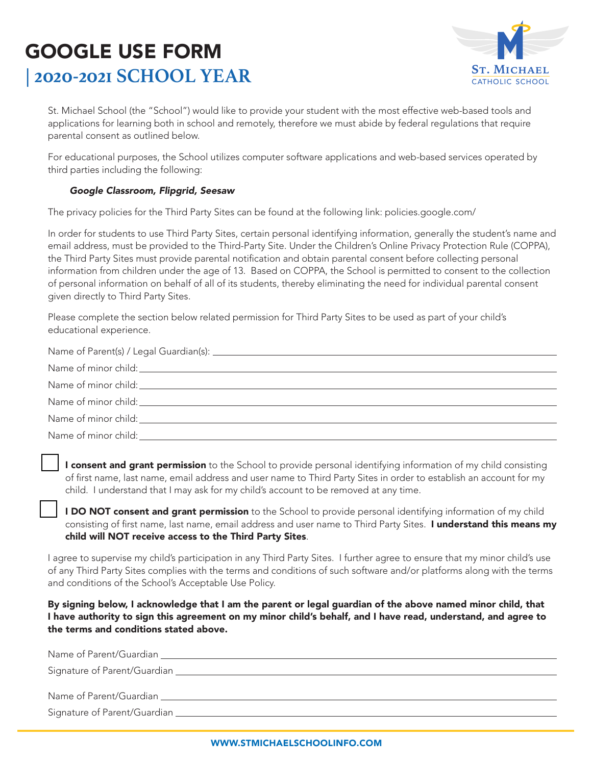# GOOGLE USE FORM

## | 2020-2021 SCHOOL YEAR

St. Michael School (the "School") would like to provide your student with the most effective web-based tools and applications for learning both in school and remotely, therefore we must abide by federal regulations that require parental consent as outlined below.

For educational purposes, the School utilizes computer software applications and web-based services operated by third parties including the following:

***Google Classroom, Flipgrid, Seesaw***

The privacy policies for the Third Party Sites can be found at the following link: policies.google.com/

In order for students to use Third Party Sites, certain personal identifying information, generally the student's name and email address, must be provided to the Third-Party Site. Under the Children's Online Privacy Protection Rule (COPPA), the Third Party Sites must provide parental notification and obtain parental consent before collecting personal information from children under the age of 13. Based on COPPA, the School is permitted to consent to the collection of personal information on behalf of all of its students, thereby eliminating the need for individual parental consent given directly to Third Party Sites.

Please complete the section below related permission for Third Party Sites to be used as part of your child's educational experience.

Name of Parent(s) / Legal Guardian(s): ______________________________

Name of minor child: ______________________________

Name of minor child: ______________________________

Name of minor child: ______________________________

Name of minor child: ______________________________

Name of minor child: ______________________________

☐ **I consent and grant permission** to the School to provide personal identifying information of my child consisting of first name, last name, email address and user name to Third Party Sites in order to establish an account for my child. I understand that I may ask for my child's account to be removed at any time.

☐ **I DO NOT consent and grant permission** to the School to provide personal identifying information of my child consisting of first name, last name, email address and user name to Third Party Sites. **I understand this means my child will NOT receive access to the Third Party Sites**.

I agree to supervise my child's participation in any Third Party Sites. I further agree to ensure that my minor child's use of any Third Party Sites complies with the terms and conditions of such software and/or platforms along with the terms and conditions of the School's Acceptable Use Policy.

**By signing below, I acknowledge that I am the parent or legal guardian of the above named minor child, that I have authority to sign this agreement on my minor child's behalf, and I have read, understand, and agree to the terms and conditions stated above.**

Name of Parent/Guardian ______________________________

Signature of Parent/Guardian ______________________________

Name of Parent/Guardian ______________________________

Signature of Parent/Guardian ______________________________

WWW.STMICHAELSCHOOLINFO.COM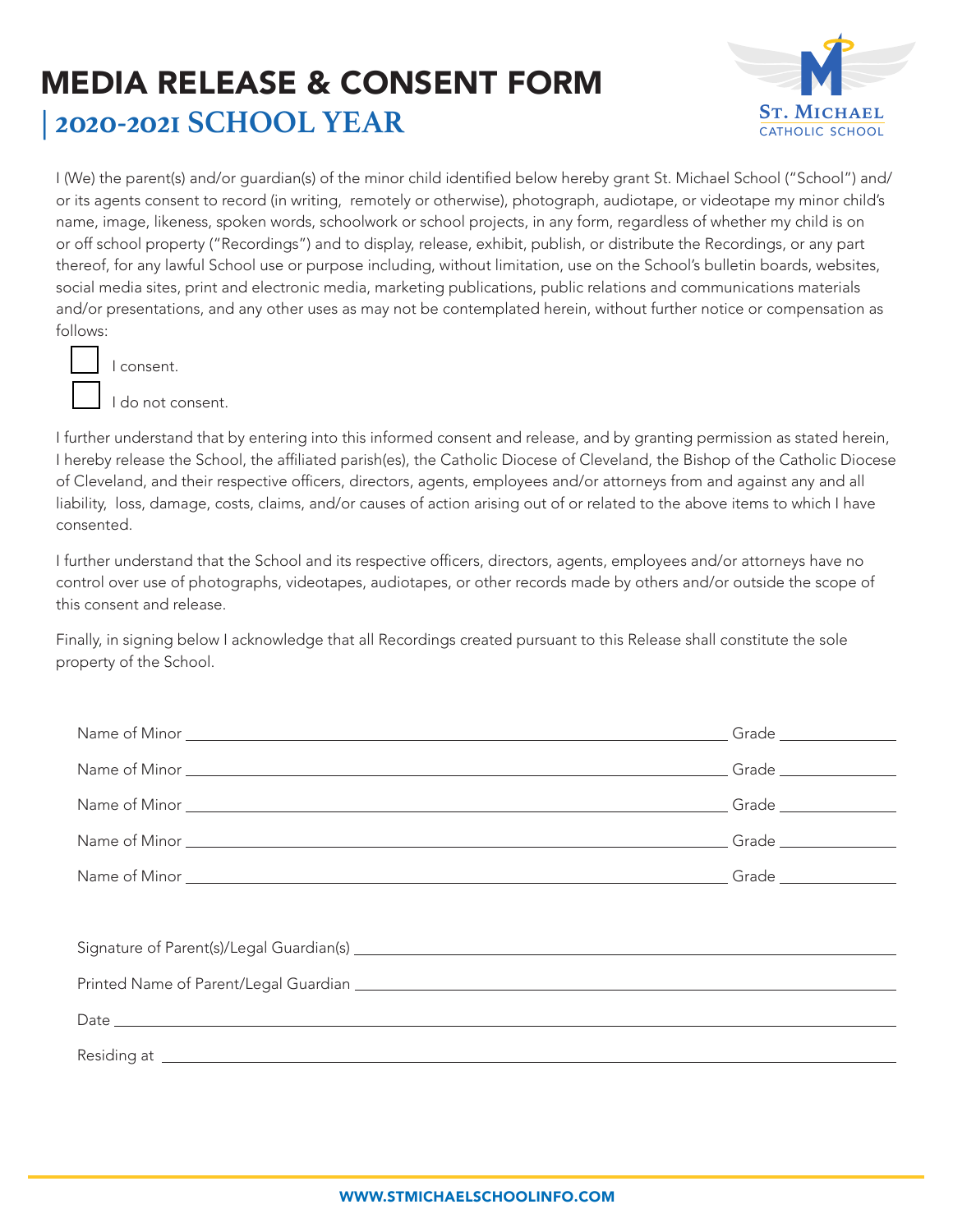# MEDIA RELEASE & CONSENT FORM

## | 2020-2021 SCHOOL YEAR

St. Michael
CATHOLIC SCHOOL

I (We) the parent(s) and/or guardian(s) of the minor child identified below hereby grant St. Michael School ("School") and/or its agents consent to record (in writing, remotely or otherwise), photograph, audiotape, or videotape my minor child's name, image, likeness, spoken words, schoolwork or school projects, in any form, regardless of whether my child is on or off school property ("Recordings") and to display, release, exhibit, publish, or distribute the Recordings, or any part thereof, for any lawful School use or purpose including, without limitation, use on the School's bulletin boards, websites, social media sites, print and electronic media, marketing publications, public relations and communications materials and/or presentations, and any other uses as may not be contemplated herein, without further notice or compensation as follows:

☐ I consent.

☐ I do not consent.

I further understand that by entering into this informed consent and release, and by granting permission as stated herein, I hereby release the School, the affiliated parish(es), the Catholic Diocese of Cleveland, the Bishop of the Catholic Diocese of Cleveland, and their respective officers, directors, agents, employees and/or attorneys from and against any and all liability, loss, damage, costs, claims, and/or causes of action arising out of or related to the above items to which I have consented.

I further understand that the School and its respective officers, directors, agents, employees and/or attorneys have no control over use of photographs, videotapes, audiotapes, or other records made by others and/or outside the scope of this consent and release.

Finally, in signing below I acknowledge that all Recordings created pursuant to this Release shall constitute the sole property of the School.

Name of Minor ______________________________ Grade __________

Name of Minor ______________________________ Grade __________

Name of Minor ______________________________ Grade __________

Name of Minor ______________________________ Grade __________

Name of Minor ______________________________ Grade __________

Signature of Parent(s)/Legal Guardian(s) ______________________________

Printed Name of Parent/Legal Guardian ______________________________

Date ______________________________

Residing at ______________________________

WWW.STMICHAELSCHOOLINFO.COM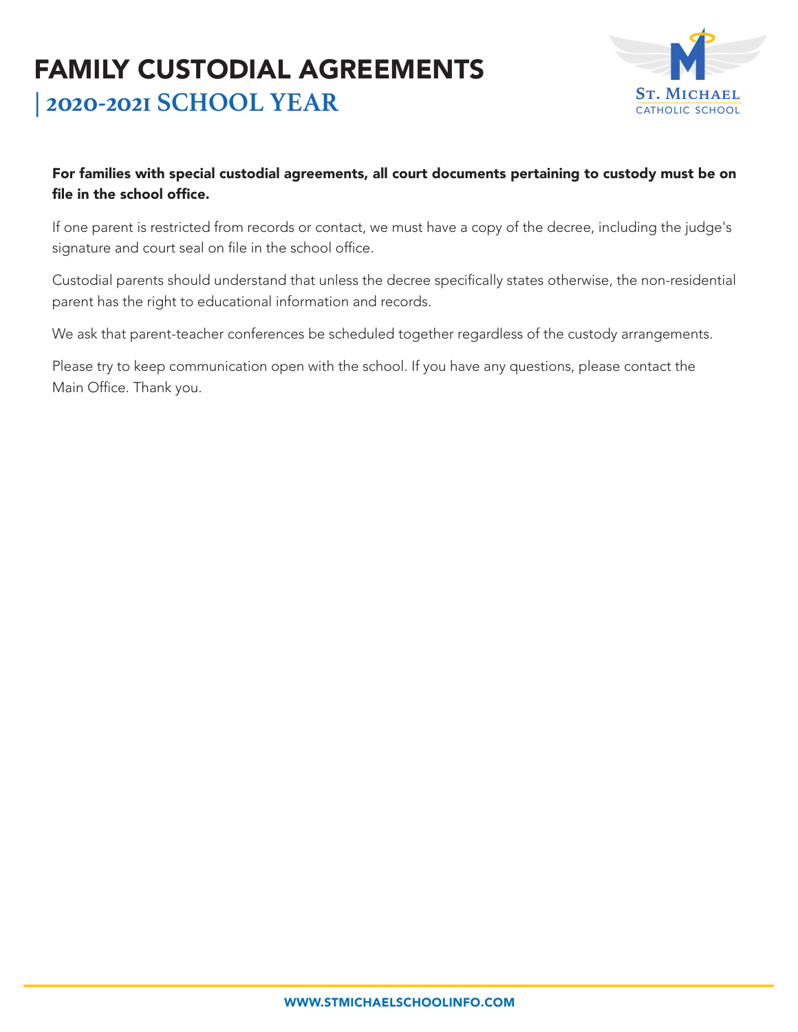# FAMILY CUSTODIAL AGREEMENTS

## | 2020-2021 SCHOOL YEAR

**For families with special custodial agreements, all court documents pertaining to custody must be on file in the school office.**

If one parent is restricted from records or contact, we must have a copy of the decree, including the judge's signature and court seal on file in the school office.

Custodial parents should understand that unless the decree specifically states otherwise, the non-residential parent has the right to educational information and records.

We ask that parent-teacher conferences be scheduled together regardless of the custody arrangements.

Please try to keep communication open with the school. If you have any questions, please contact the Main Office. Thank you.